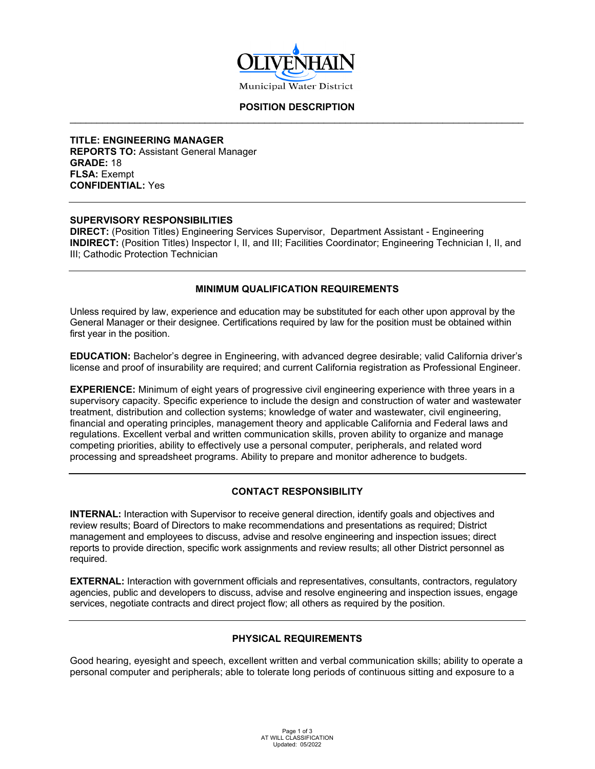# Olivenhain Municipal Water District

## POSITION DESCRIPTION

**TITLE: ENGINEERING MANAGER**
**REPORTS TO:** Assistant General Manager
**GRADE:** 18
**FLSA:** Exempt
**CONFIDENTIAL:** Yes

### SUPERVISORY RESPONSIBILITIES

**DIRECT:** (Position Titles) Engineering Services Supervisor, Department Assistant - Engineering
**INDIRECT:** (Position Titles) Inspector I, II, and III; Facilities Coordinator; Engineering Technician I, II, and III; Cathodic Protection Technician

### MINIMUM QUALIFICATION REQUIREMENTS

Unless required by law, experience and education may be substituted for each other upon approval by the General Manager or their designee. Certifications required by law for the position must be obtained within first year in the position.

**EDUCATION:** Bachelor's degree in Engineering, with advanced degree desirable; valid California driver's license and proof of insurability are required; and current California registration as Professional Engineer.

**EXPERIENCE:** Minimum of eight years of progressive civil engineering experience with three years in a supervisory capacity. Specific experience to include the design and construction of water and wastewater treatment, distribution and collection systems; knowledge of water and wastewater, civil engineering, financial and operating principles, management theory and applicable California and Federal laws and regulations. Excellent verbal and written communication skills, proven ability to organize and manage competing priorities, ability to effectively use a personal computer, peripherals, and related word processing and spreadsheet programs. Ability to prepare and monitor adherence to budgets.

### CONTACT RESPONSIBILITY

**INTERNAL:** Interaction with Supervisor to receive general direction, identify goals and objectives and review results; Board of Directors to make recommendations and presentations as required; District management and employees to discuss, advise and resolve engineering and inspection issues; direct reports to provide direction, specific work assignments and review results; all other District personnel as required.

**EXTERNAL:** Interaction with government officials and representatives, consultants, contractors, regulatory agencies, public and developers to discuss, advise and resolve engineering and inspection issues, engage services, negotiate contracts and direct project flow; all others as required by the position.

### PHYSICAL REQUIREMENTS

Good hearing, eyesight and speech, excellent written and verbal communication skills; ability to operate a personal computer and peripherals; able to tolerate long periods of continuous sitting and exposure to a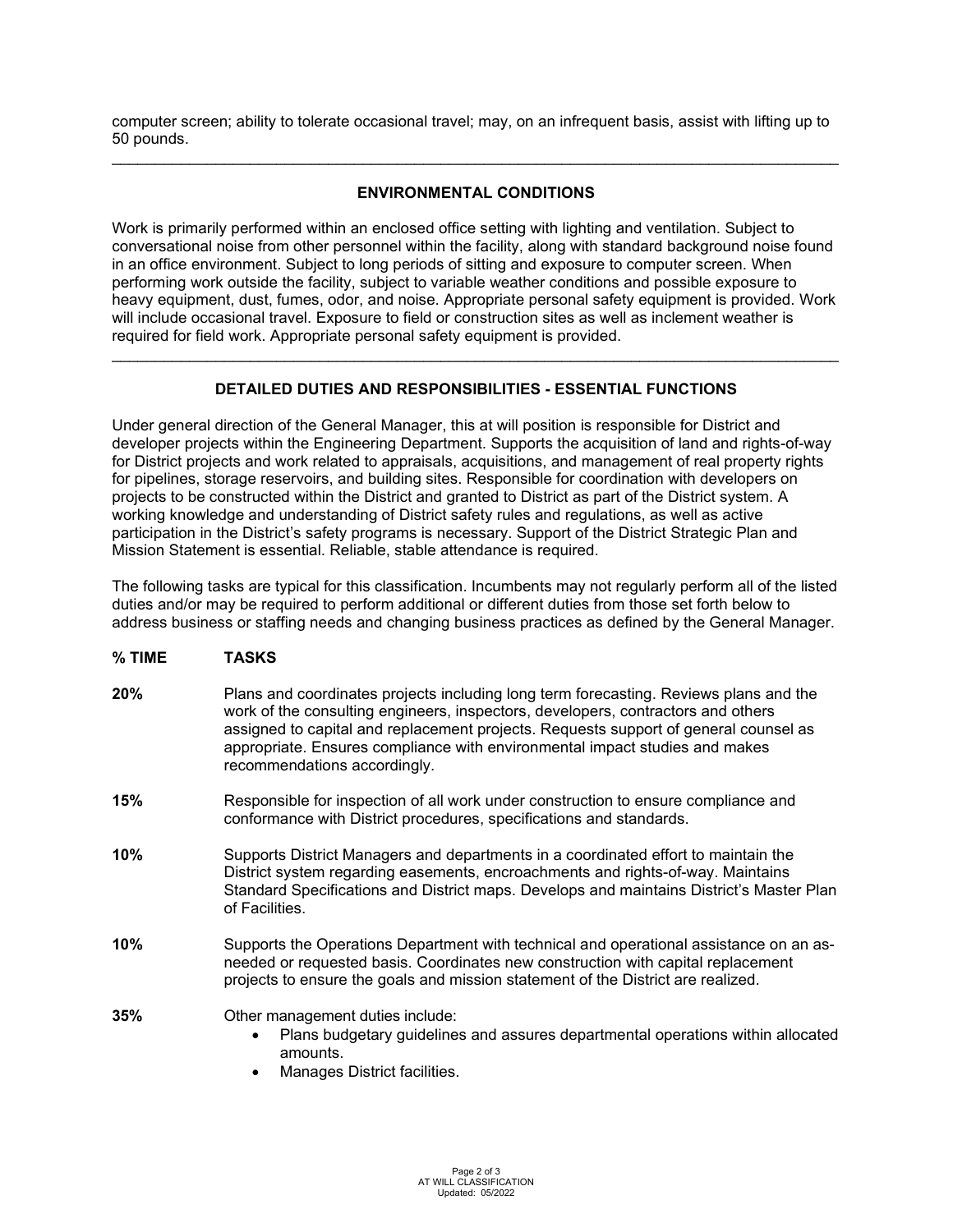computer screen; ability to tolerate occasional travel; may, on an infrequent basis, assist with lifting up to 50 pounds.

---

## ENVIRONMENTAL CONDITIONS

Work is primarily performed within an enclosed office setting with lighting and ventilation. Subject to conversational noise from other personnel within the facility, along with standard background noise found in an office environment. Subject to long periods of sitting and exposure to computer screen. When performing work outside the facility, subject to variable weather conditions and possible exposure to heavy equipment, dust, fumes, odor, and noise. Appropriate personal safety equipment is provided. Work will include occasional travel. Exposure to field or construction sites as well as inclement weather is required for field work. Appropriate personal safety equipment is provided.

---

## DETAILED DUTIES AND RESPONSIBILITIES - ESSENTIAL FUNCTIONS

Under general direction of the General Manager, this at will position is responsible for District and developer projects within the Engineering Department. Supports the acquisition of land and rights-of-way for District projects and work related to appraisals, acquisitions, and management of real property rights for pipelines, storage reservoirs, and building sites. Responsible for coordination with developers on projects to be constructed within the District and granted to District as part of the District system. A working knowledge and understanding of District safety rules and regulations, as well as active participation in the District's safety programs is necessary. Support of the District Strategic Plan and Mission Statement is essential. Reliable, stable attendance is required.

The following tasks are typical for this classification. Incumbents may not regularly perform all of the listed duties and/or may be required to perform additional or different duties from those set forth below to address business or staffing needs and changing business practices as defined by the General Manager.

| % TIME | TASKS |
|---|---|
| **20%** | Plans and coordinates projects including long term forecasting. Reviews plans and the work of the consulting engineers, inspectors, developers, contractors and others assigned to capital and replacement projects. Requests support of general counsel as appropriate. Ensures compliance with environmental impact studies and makes recommendations accordingly. |
| **15%** | Responsible for inspection of all work under construction to ensure compliance and conformance with District procedures, specifications and standards. |
| **10%** | Supports District Managers and departments in a coordinated effort to maintain the District system regarding easements, encroachments and rights-of-way. Maintains Standard Specifications and District maps. Develops and maintains District's Master Plan of Facilities. |
| **10%** | Supports the Operations Department with technical and operational assistance on an as-needed or requested basis. Coordinates new construction with capital replacement projects to ensure the goals and mission statement of the District are realized. |
| **35%** | Other management duties include:<br>• Plans budgetary guidelines and assures departmental operations within allocated amounts.<br>• Manages District facilities. |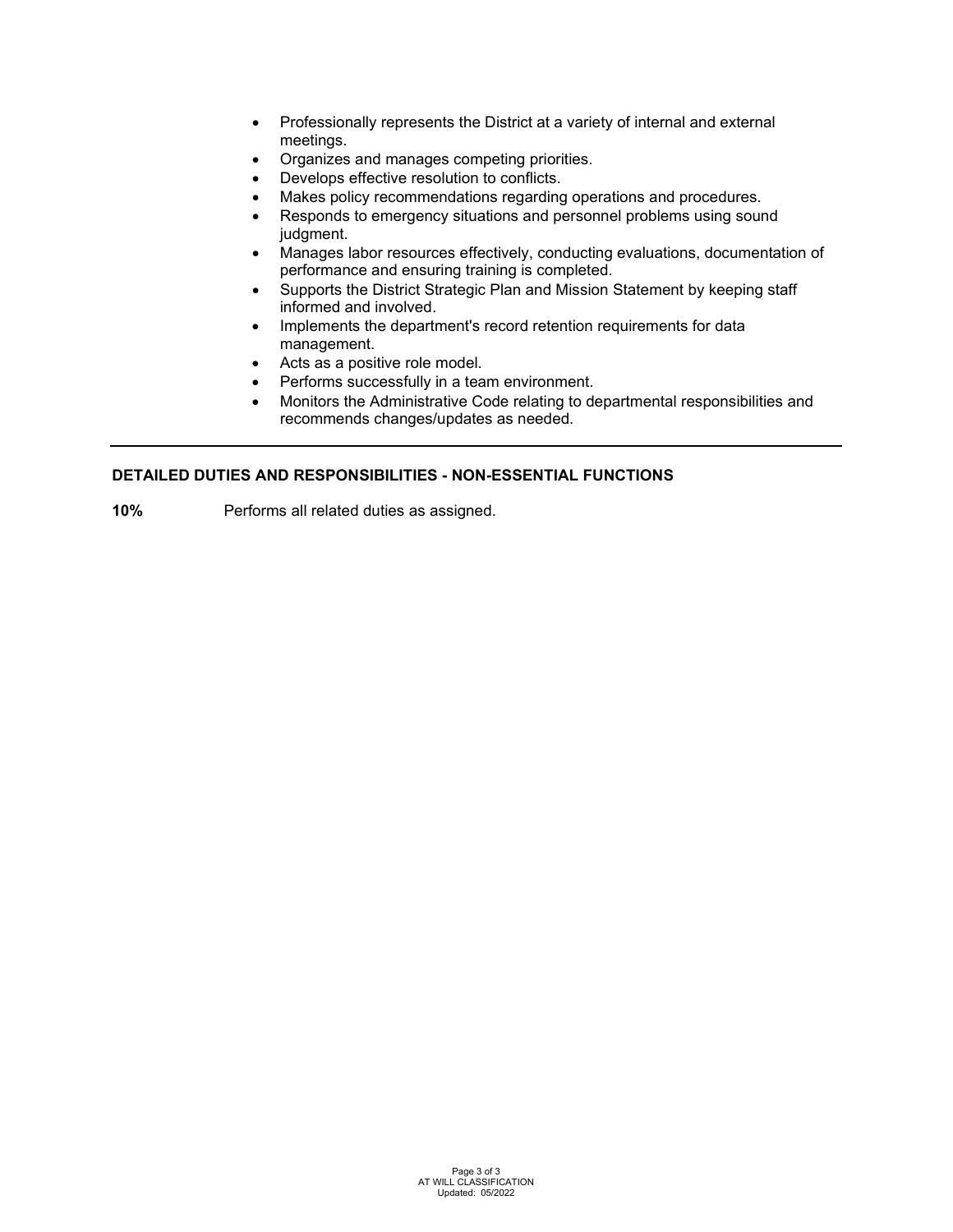- Professionally represents the District at a variety of internal and external meetings.
- Organizes and manages competing priorities.
- Develops effective resolution to conflicts.
- Makes policy recommendations regarding operations and procedures.
- Responds to emergency situations and personnel problems using sound judgment.
- Manages labor resources effectively, conducting evaluations, documentation of performance and ensuring training is completed.
- Supports the District Strategic Plan and Mission Statement by keeping staff informed and involved.
- Implements the department's record retention requirements for data management.
- Acts as a positive role model.
- Performs successfully in a team environment.
- Monitors the Administrative Code relating to departmental responsibilities and recommends changes/updates as needed.

---

**DETAILED DUTIES AND RESPONSIBILITIES - NON-ESSENTIAL FUNCTIONS**

**10%** Performs all related duties as assigned.